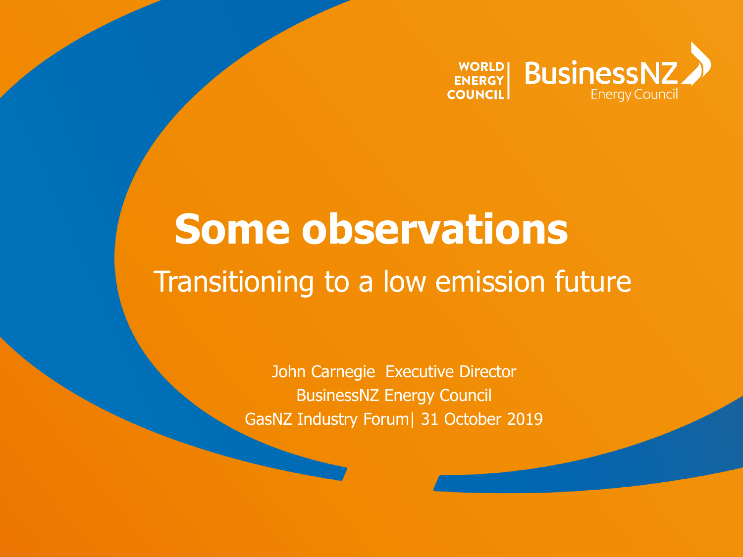WORLD ENERGY COUNCIL | BusinessNZ Energy Council

# Some observations

## Transitioning to a low emission future

John Carnegie Executive Director

BusinessNZ Energy Council

GasNZ Industry Forum| 31 October 2019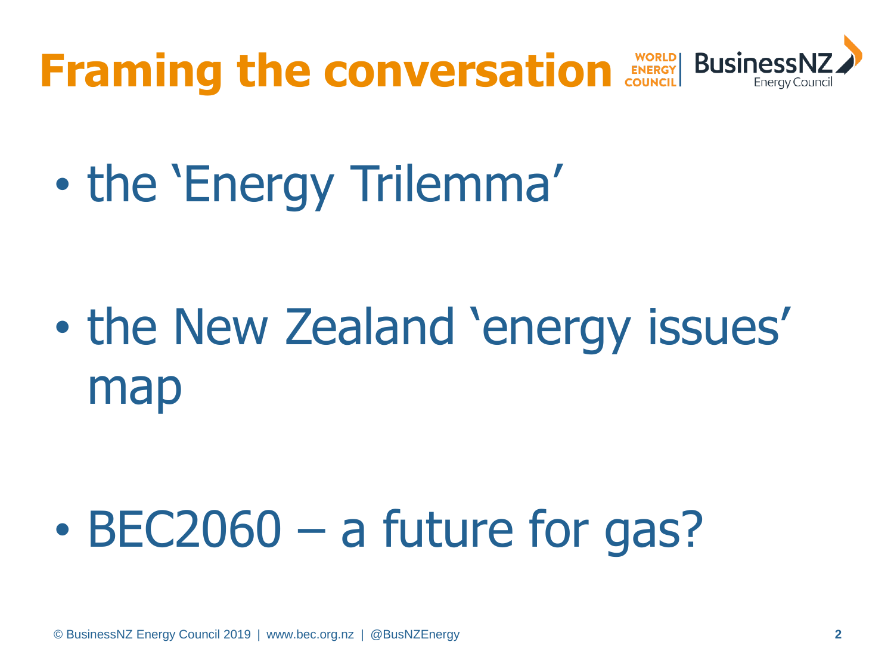# Framing the conversation

- the ‘Energy Trilemma’
- the New Zealand ‘energy issues’ map
- BEC2060 – a future for gas?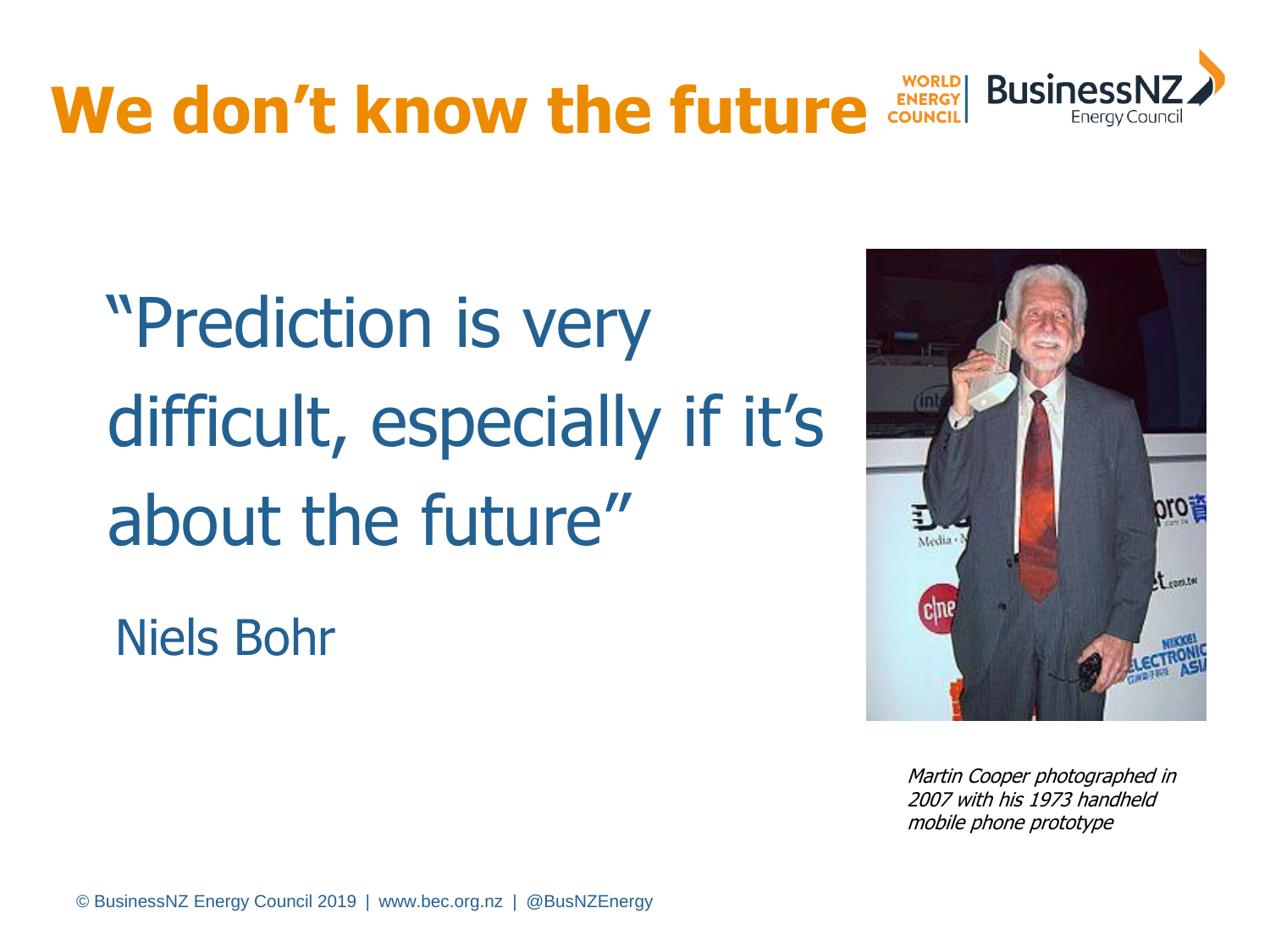# We don't know the future

"Prediction is very difficult, especially if it's about the future"

Niels Bohr

*Martin Cooper photographed in 2007 with his 1973 handheld mobile phone prototype*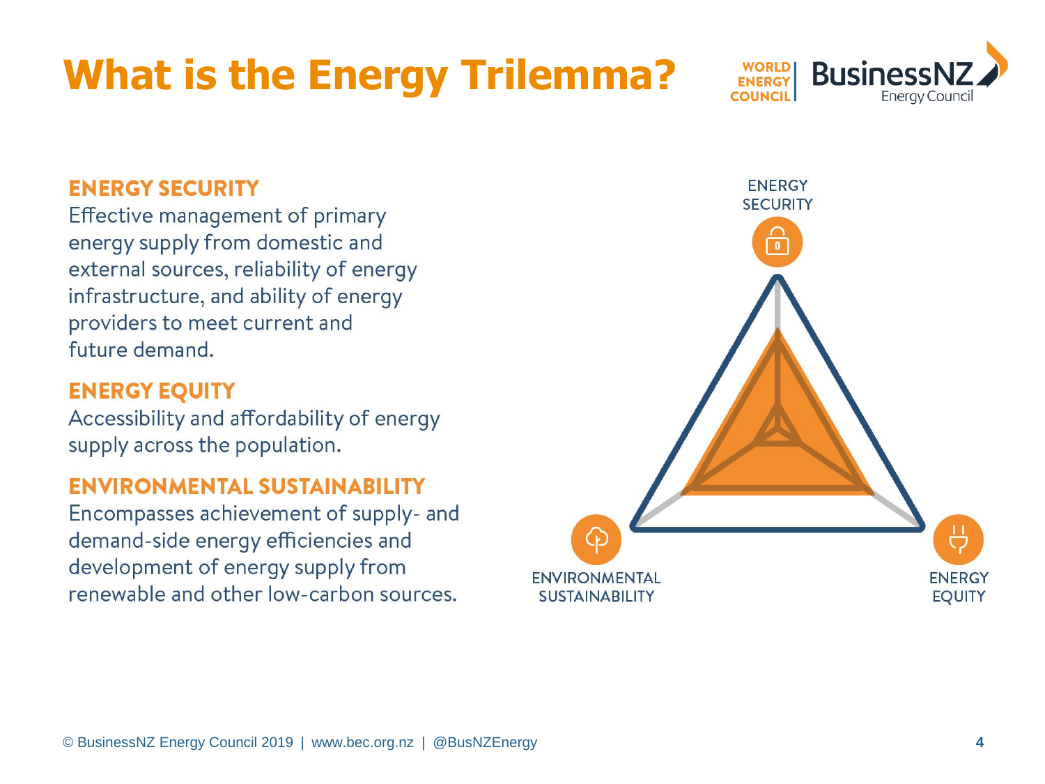# What is the Energy Trilemma?

### ENERGY SECURITY

Effective management of primary energy supply from domestic and external sources, reliability of energy infrastructure, and ability of energy providers to meet current and future demand.

### ENERGY EQUITY

Accessibility and affordability of energy supply across the population.

### ENVIRONMENTAL SUSTAINABILITY

Encompasses achievement of supply- and demand-side energy efficiencies and development of energy supply from renewable and other low-carbon sources.

ENERGY SECURITY

ENVIRONMENTAL SUSTAINABILITY

ENERGY EQUITY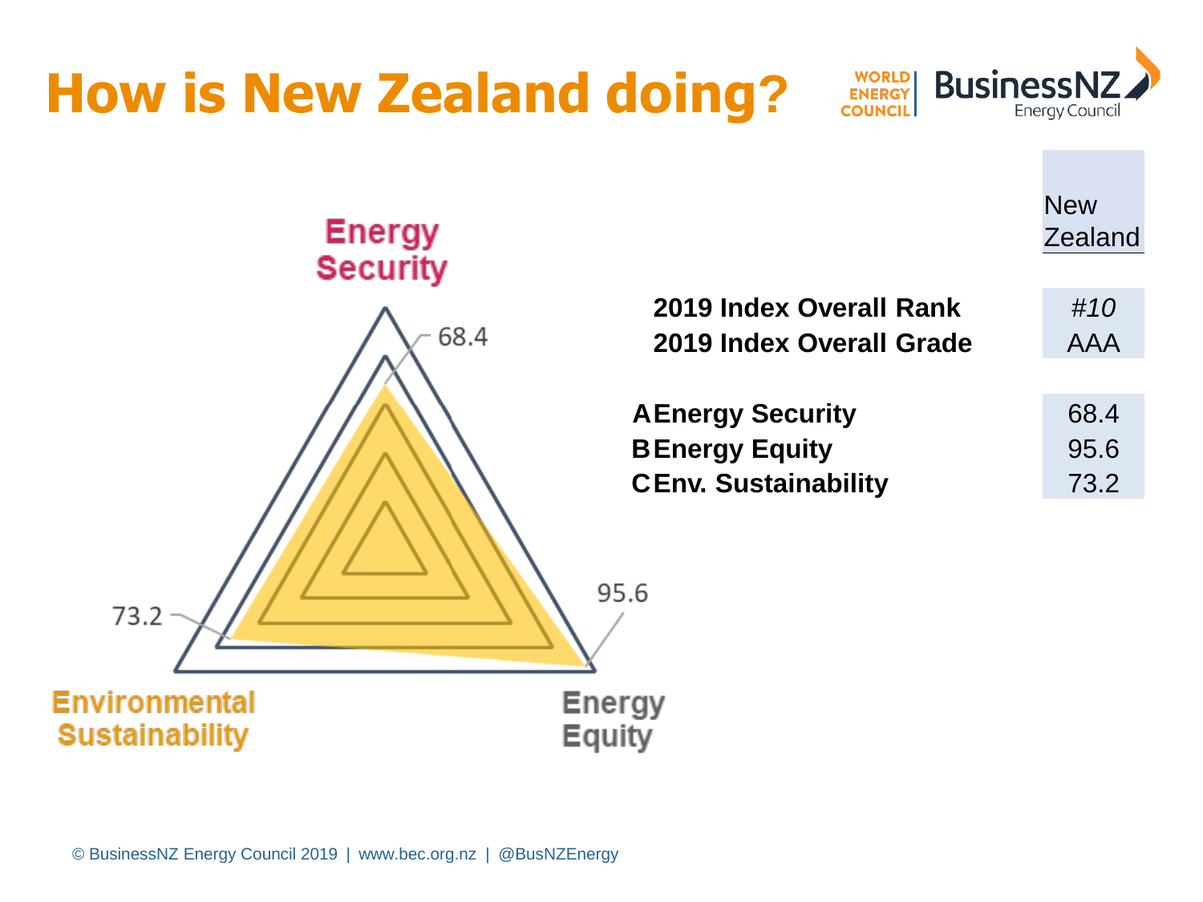# How is New Zealand doing?

Energy Security: 68.4

Energy Equity: 95.6

Environmental Sustainability: 73.2

| | | New Zealand |
|---|---|---|
| | **2019 Index Overall Rank** | *#10* |
| | **2019 Index Overall Grade** | AAA |
| **A** | **Energy Security** | 68.4 |
| **B** | **Energy Equity** | 95.6 |
| **C** | **Env. Sustainability** | 73.2 |

© BusinessNZ Energy Council 2019 | www.bec.org.nz | @BusNZEnergy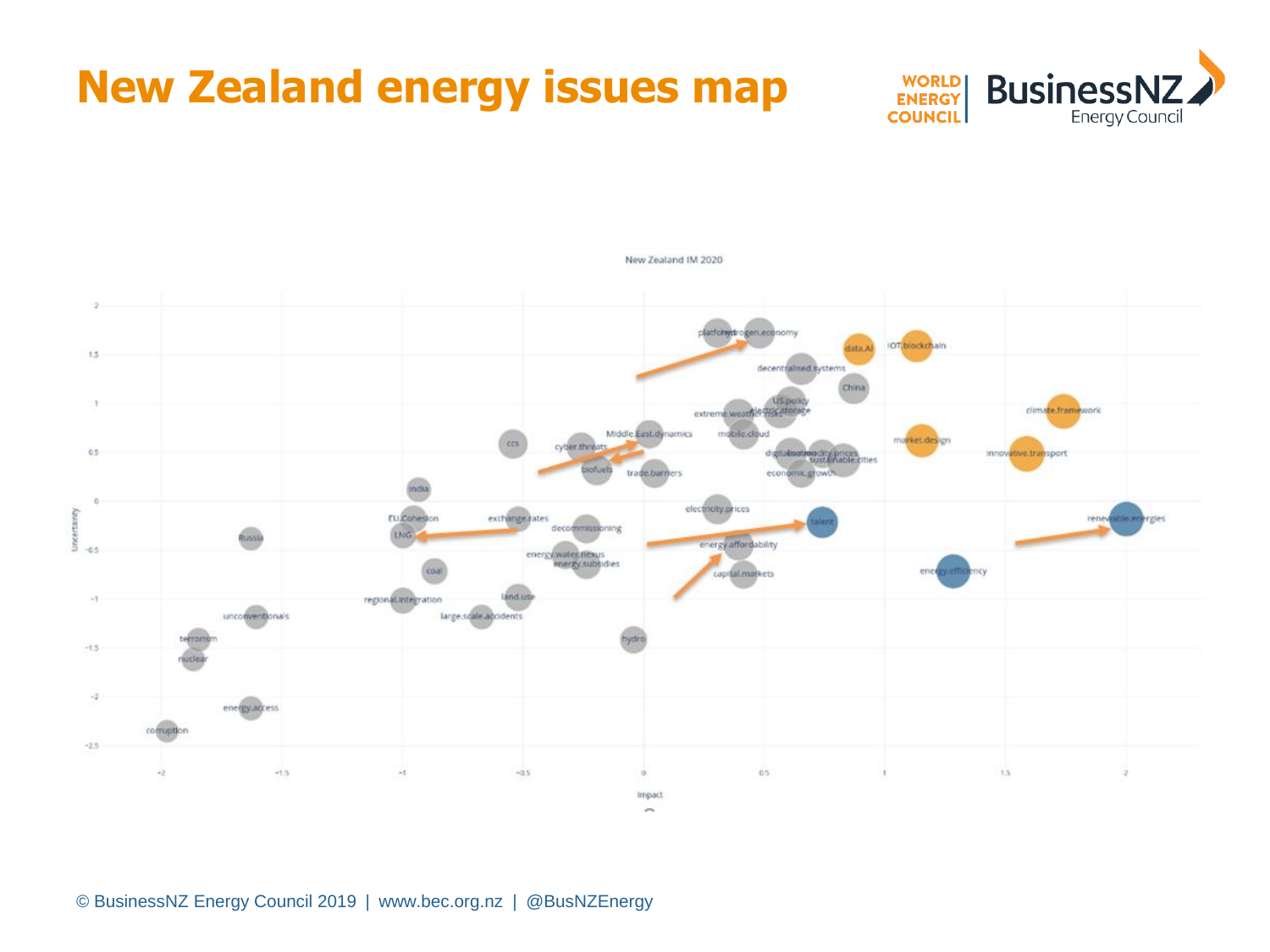# New Zealand energy issues map

New Zealand IM 2020

Uncertainty

Impact

platform · hydrogen.economy · data.AI · IOT.blockchain · decentralised.systems · China · US.policy · extreme.weather.risks · electric.storage · climate.framework · mobile.cloud · Middle.East.dynamics · market.design · ccs · cyber.threats · digitalisation · commodity.prices · sustainable.cities · innovative.transport · biofuels · trade.barriers · economic.growth · India · electricity.prices · EU.Cohesion · exchange.rates · renewable.energies · talent · Russia · LNG · decommissioning · energy.affordability · energy.water.nexus · energy.subsidies · coal · capital.markets · energy.efficiency · land.use · regional.integration · unconventionals · large.scale.accidents · terrorism · hydro · nuclear · energy.access · corruption

© BusinessNZ Energy Council 2019 | www.bec.org.nz | @BusNZEnergy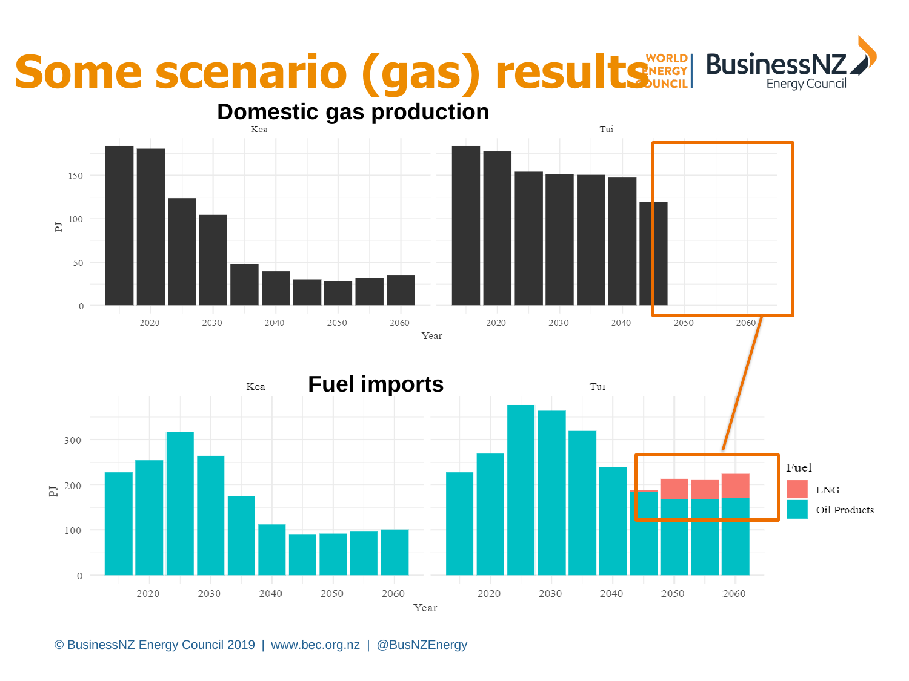# Some scenario (gas) results

## Domestic gas production

## Fuel imports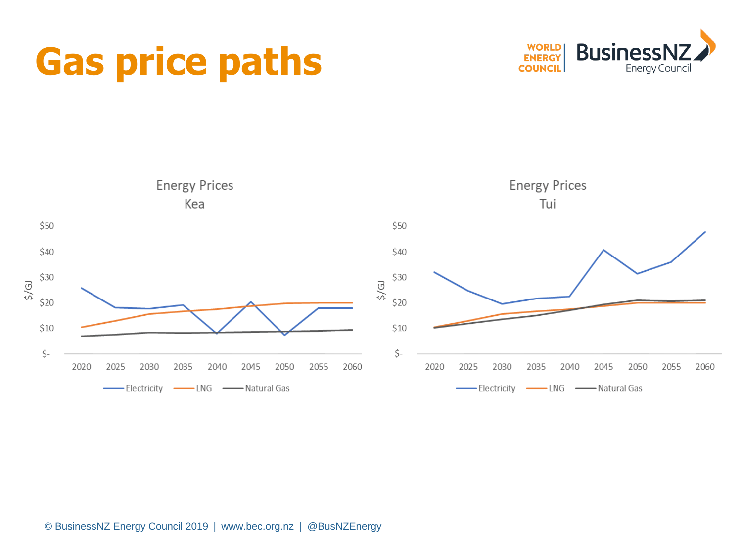# Gas price paths

**Energy Prices – Kea**

$/GJ axis: $-, $10, $20, $30, $40, $50

Years: 2020, 2025, 2030, 2035, 2040, 2045, 2050, 2055, 2060

Legend: Electricity, LNG, Natural Gas

**Energy Prices – Tui**

$/GJ axis: $-, $10, $20, $30, $40, $50

Years: 2020, 2025, 2030, 2035, 2040, 2045, 2050, 2055, 2060

Legend: Electricity, LNG, Natural Gas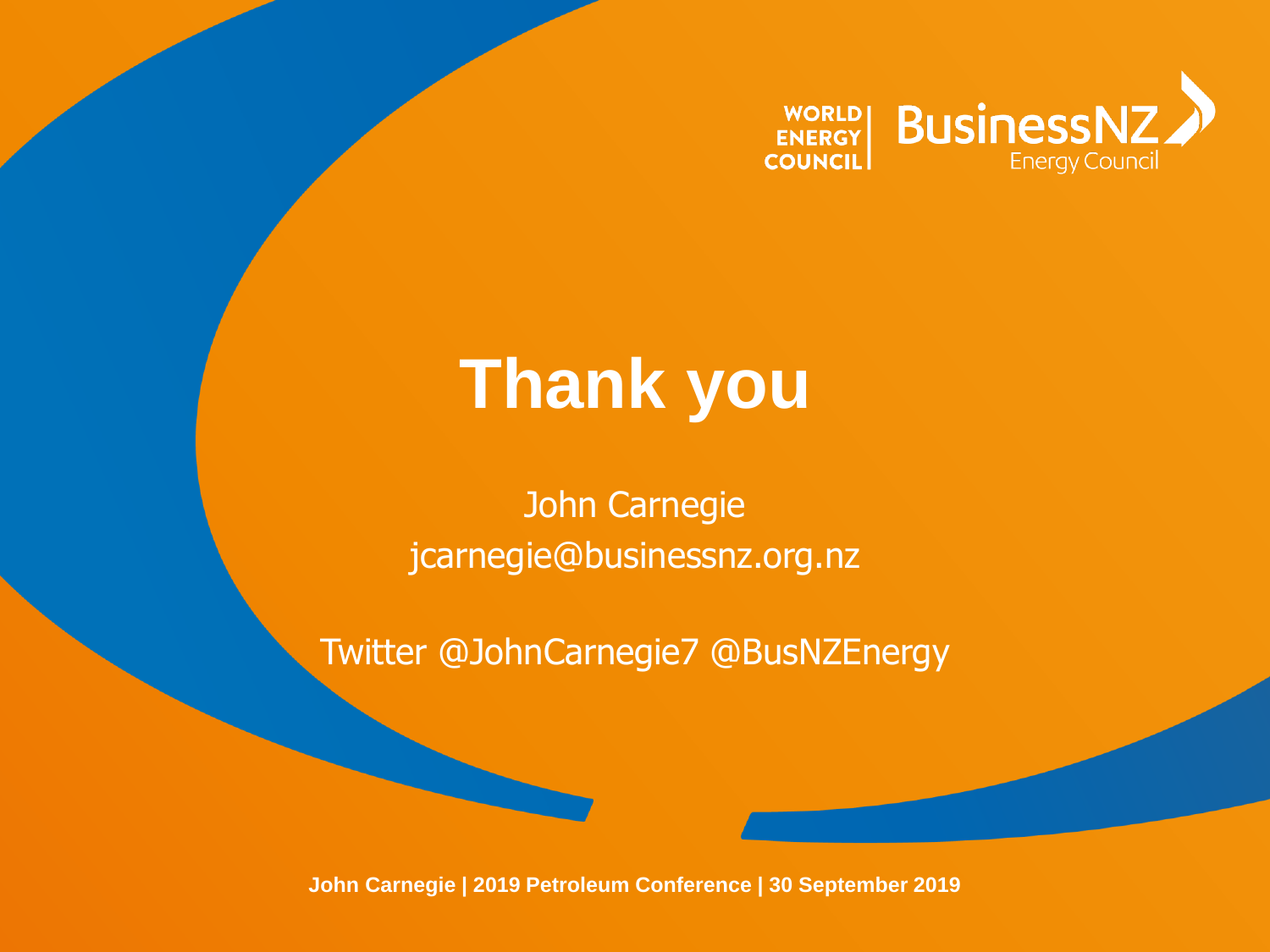WORLD ENERGY COUNCIL | BusinessNZ Energy Council

# Thank you

John Carnegie
jcarnegie@businessnz.org.nz

Twitter @JohnCarnegie7 @BusNZEnergy